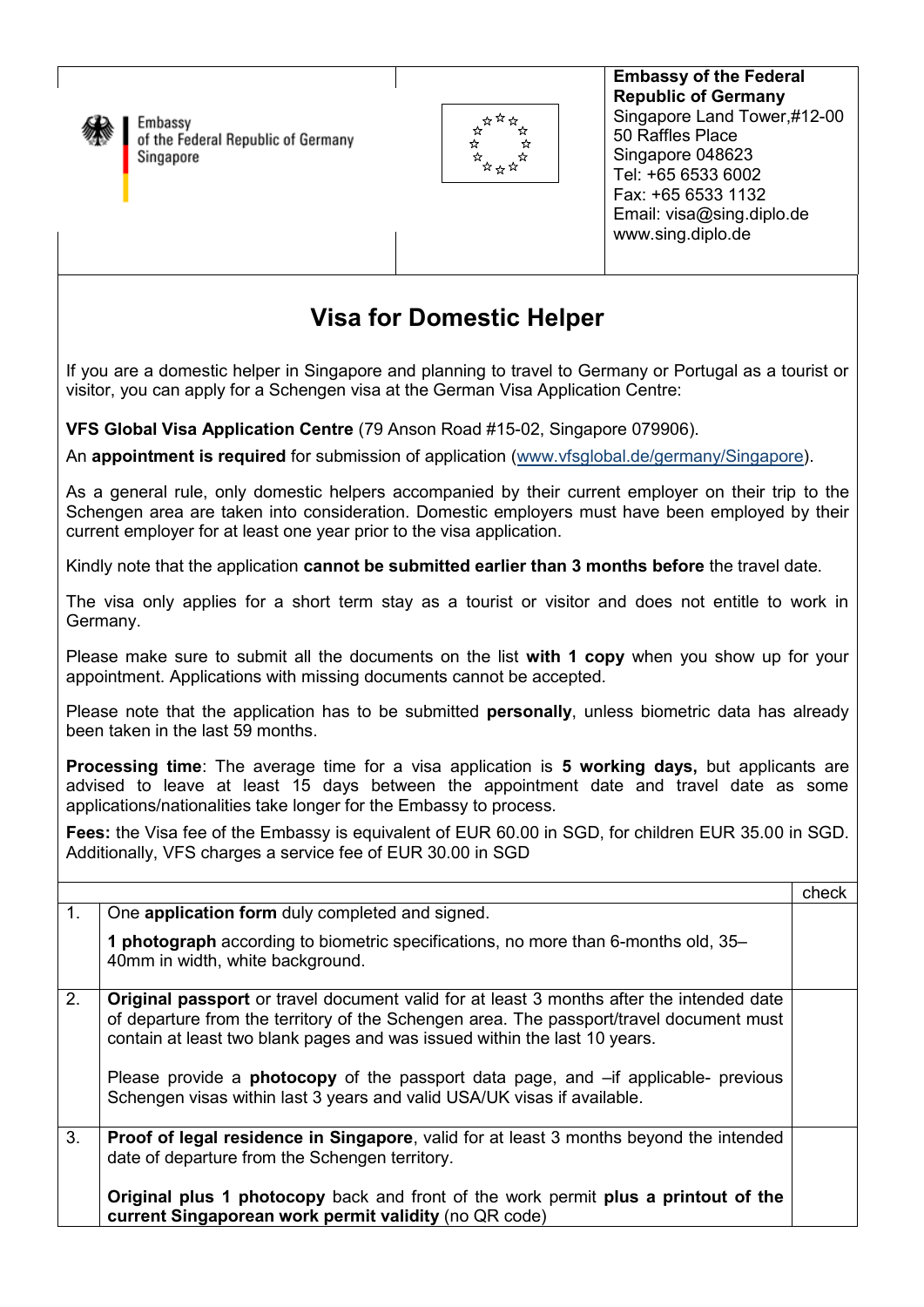Embassy of the Federal Republic of Germany Singapore

**Embassy of the Federal Republic of Germany**
Singapore Land Tower,#12-00
50 Raffles Place
Singapore 048623
Tel: +65 6533 6002
Fax: +65 6533 1132
Email: visa@sing.diplo.de
www.sing.diplo.de

# Visa for Domestic Helper

If you are a domestic helper in Singapore and planning to travel to Germany or Portugal as a tourist or visitor, you can apply for a Schengen visa at the German Visa Application Centre:

**VFS Global Visa Application Centre** (79 Anson Road #15-02, Singapore 079906).

An **appointment is required** for submission of application (www.vfsglobal.de/germany/Singapore).

As a general rule, only domestic helpers accompanied by their current employer on their trip to the Schengen area are taken into consideration. Domestic employers must have been employed by their current employer for at least one year prior to the visa application.

Kindly note that the application **cannot be submitted earlier than 3 months before** the travel date.

The visa only applies for a short term stay as a tourist or visitor and does not entitle to work in Germany.

Please make sure to submit all the documents on the list **with 1 copy** when you show up for your appointment. Applications with missing documents cannot be accepted.

Please note that the application has to be submitted **personally**, unless biometric data has already been taken in the last 59 months.

**Processing time**: The average time for a visa application is **5 working days,** but applicants are advised to leave at least 15 days between the appointment date and travel date as some applications/nationalities take longer for the Embassy to process.

**Fees:** the Visa fee of the Embassy is equivalent of EUR 60.00 in SGD, for children EUR 35.00 in SGD. Additionally, VFS charges a service fee of EUR 30.00 in SGD

| | | check |
|---|---|---|
| 1. | One **application form** duly completed and signed.<br><br>**1 photograph** according to biometric specifications, no more than 6-months old, 35–40mm in width, white background. | |
| 2. | **Original passport** or travel document valid for at least 3 months after the intended date of departure from the territory of the Schengen area. The passport/travel document must contain at least two blank pages and was issued within the last 10 years.<br><br>Please provide a **photocopy** of the passport data page, and –if applicable- previous Schengen visas within last 3 years and valid USA/UK visas if available. | |
| 3. | **Proof of legal residence in Singapore**, valid for at least 3 months beyond the intended date of departure from the Schengen territory.<br><br>**Original plus 1 photocopy** back and front of the work permit **plus a printout of the current Singaporean work permit validity** (no QR code) | |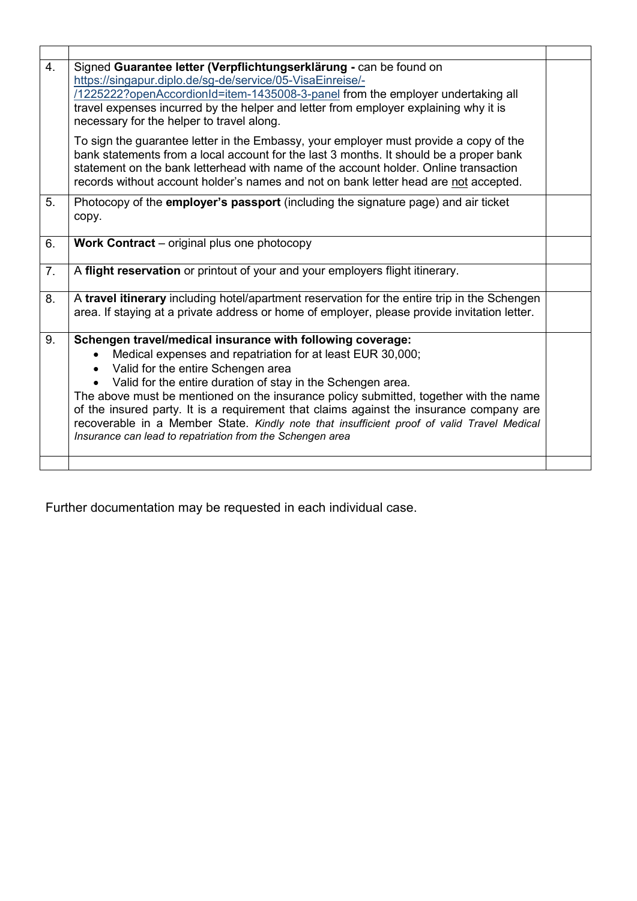| | | |
|---|---|---|
| | | |
| 4. | Signed **Guarantee letter (Verpflichtungserklärung -** can be found on https://singapur.diplo.de/sg-de/service/05-VisaEinreise/-/1225222?openAccordionId=item-1435008-3-panel from the employer undertaking all travel expenses incurred by the helper and letter from employer explaining why it is necessary for the helper to travel along.<br><br>To sign the guarantee letter in the Embassy, your employer must provide a copy of the bank statements from a local account for the last 3 months. It should be a proper bank statement on the bank letterhead with name of the account holder. Online transaction records without account holder's names and not on bank letter head are not accepted. | |
| 5. | Photocopy of the **employer's passport** (including the signature page) and air ticket copy. | |
| 6. | **Work Contract** – original plus one photocopy | |
| 7. | A **flight reservation** or printout of your and your employers flight itinerary. | |
| 8. | A **travel itinerary** including hotel/apartment reservation for the entire trip in the Schengen area. If staying at a private address or home of employer, please provide invitation letter. | |
| 9. | **Schengen travel/medical insurance with following coverage:**<br>• Medical expenses and repatriation for at least EUR 30,000;<br>• Valid for the entire Schengen area<br>• Valid for the entire duration of stay in the Schengen area.<br>The above must be mentioned on the insurance policy submitted, together with the name of the insured party. It is a requirement that claims against the insurance company are recoverable in a Member State. *Kindly note that insufficient proof of valid Travel Medical Insurance can lead to repatriation from the Schengen area* | |
| | | |

Further documentation may be requested in each individual case.